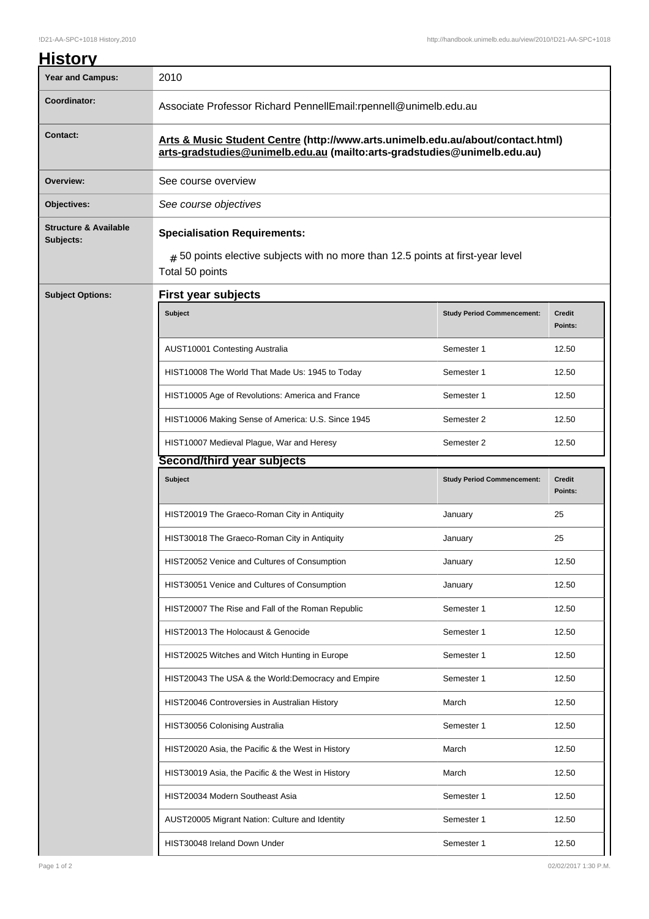# History

| Year and Campus: | 2010 |
| --- | --- |
| Coordinator: | Associate Professor Richard PennellEmail:rpennell@unimelb.edu.au |
| Contact: | **Arts & Music Student Centre (http://www.arts.unimelb.edu.au/about/contact.html) arts-gradstudies@unimelb.edu.au (mailto:arts-gradstudies@unimelb.edu.au)** |
| Overview: | See course overview |
| Objectives: | *See course objectives* |
| Structure & Available Subjects: | **Specialisation Requirements:** # 50 points elective subjects with no more than 12.5 points at first-year level Total 50 points |

## Subject Options:

### First year subjects

| Subject | Study Period Commencement: | Credit Points: |
| --- | --- | --- |
| AUST10001 Contesting Australia | Semester 1 | 12.50 |
| HIST10008 The World That Made Us: 1945 to Today | Semester 1 | 12.50 |
| HIST10005 Age of Revolutions: America and France | Semester 1 | 12.50 |
| HIST10006 Making Sense of America: U.S. Since 1945 | Semester 2 | 12.50 |
| HIST10007 Medieval Plague, War and Heresy | Semester 2 | 12.50 |

### Second/third year subjects

| Subject | Study Period Commencement: | Credit Points: |
| --- | --- | --- |
| HIST20019 The Graeco-Roman City in Antiquity | January | 25 |
| HIST30018 The Graeco-Roman City in Antiquity | January | 25 |
| HIST20052 Venice and Cultures of Consumption | January | 12.50 |
| HIST30051 Venice and Cultures of Consumption | January | 12.50 |
| HIST20007 The Rise and Fall of the Roman Republic | Semester 1 | 12.50 |
| HIST20013 The Holocaust & Genocide | Semester 1 | 12.50 |
| HIST20025 Witches and Witch Hunting in Europe | Semester 1 | 12.50 |
| HIST20043 The USA & the World:Democracy and Empire | Semester 1 | 12.50 |
| HIST20046 Controversies in Australian History | March | 12.50 |
| HIST30056 Colonising Australia | Semester 1 | 12.50 |
| HIST20020 Asia, the Pacific & the West in History | March | 12.50 |
| HIST30019 Asia, the Pacific & the West in History | March | 12.50 |
| HIST20034 Modern Southeast Asia | Semester 1 | 12.50 |
| AUST20005 Migrant Nation: Culture and Identity | Semester 1 | 12.50 |
| HIST30048 Ireland Down Under | Semester 1 | 12.50 |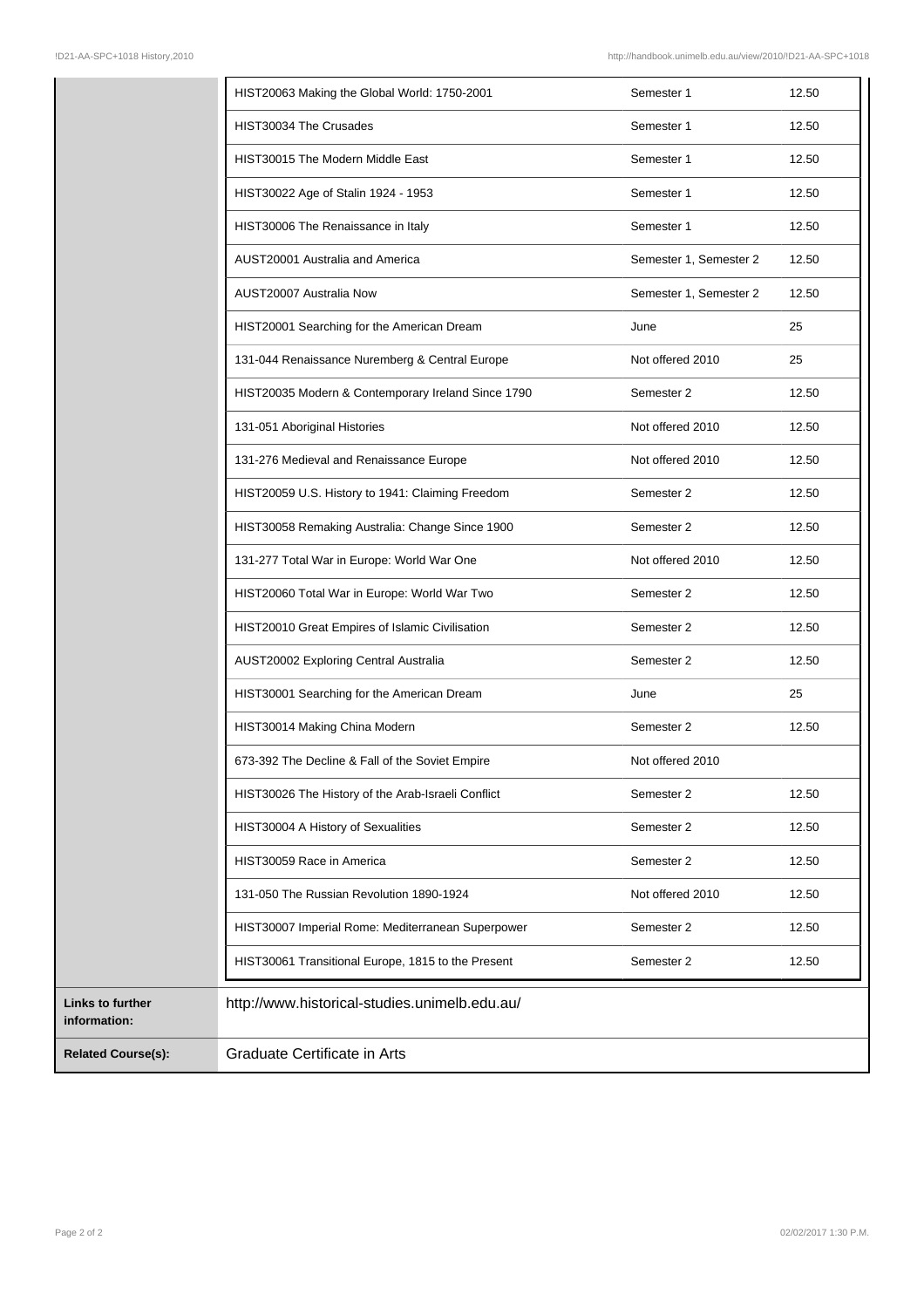| | | | |
|---|---|---|---|
| | HIST20063 Making the Global World: 1750-2001 | Semester 1 | 12.50 |
| | HIST30034 The Crusades | Semester 1 | 12.50 |
| | HIST30015 The Modern Middle East | Semester 1 | 12.50 |
| | HIST30022 Age of Stalin 1924 - 1953 | Semester 1 | 12.50 |
| | HIST30006 The Renaissance in Italy | Semester 1 | 12.50 |
| | AUST20001 Australia and America | Semester 1, Semester 2 | 12.50 |
| | AUST20007 Australia Now | Semester 1, Semester 2 | 12.50 |
| | HIST20001 Searching for the American Dream | June | 25 |
| | 131-044 Renaissance Nuremberg & Central Europe | Not offered 2010 | 25 |
| | HIST20035 Modern & Contemporary Ireland Since 1790 | Semester 2 | 12.50 |
| | 131-051 Aboriginal Histories | Not offered 2010 | 12.50 |
| | 131-276 Medieval and Renaissance Europe | Not offered 2010 | 12.50 |
| | HIST20059 U.S. History to 1941: Claiming Freedom | Semester 2 | 12.50 |
| | HIST30058 Remaking Australia: Change Since 1900 | Semester 2 | 12.50 |
| | 131-277 Total War in Europe: World War One | Not offered 2010 | 12.50 |
| | HIST20060 Total War in Europe: World War Two | Semester 2 | 12.50 |
| | HIST20010 Great Empires of Islamic Civilisation | Semester 2 | 12.50 |
| | AUST20002 Exploring Central Australia | Semester 2 | 12.50 |
| | HIST30001 Searching for the American Dream | June | 25 |
| | HIST30014 Making China Modern | Semester 2 | 12.50 |
| | 673-392 The Decline & Fall of the Soviet Empire | Not offered 2010 | |
| | HIST30026 The History of the Arab-Israeli Conflict | Semester 2 | 12.50 |
| | HIST30004 A History of Sexualities | Semester 2 | 12.50 |
| | HIST30059 Race in America | Semester 2 | 12.50 |
| | 131-050 The Russian Revolution 1890-1924 | Not offered 2010 | 12.50 |
| | HIST30007 Imperial Rome: Mediterranean Superpower | Semester 2 | 12.50 |
| | HIST30061 Transitional Europe, 1815 to the Present | Semester 2 | 12.50 |
| **Links to further information:** | http://www.historical-studies.unimelb.edu.au/ | | |
| **Related Course(s):** | Graduate Certificate in Arts | | |